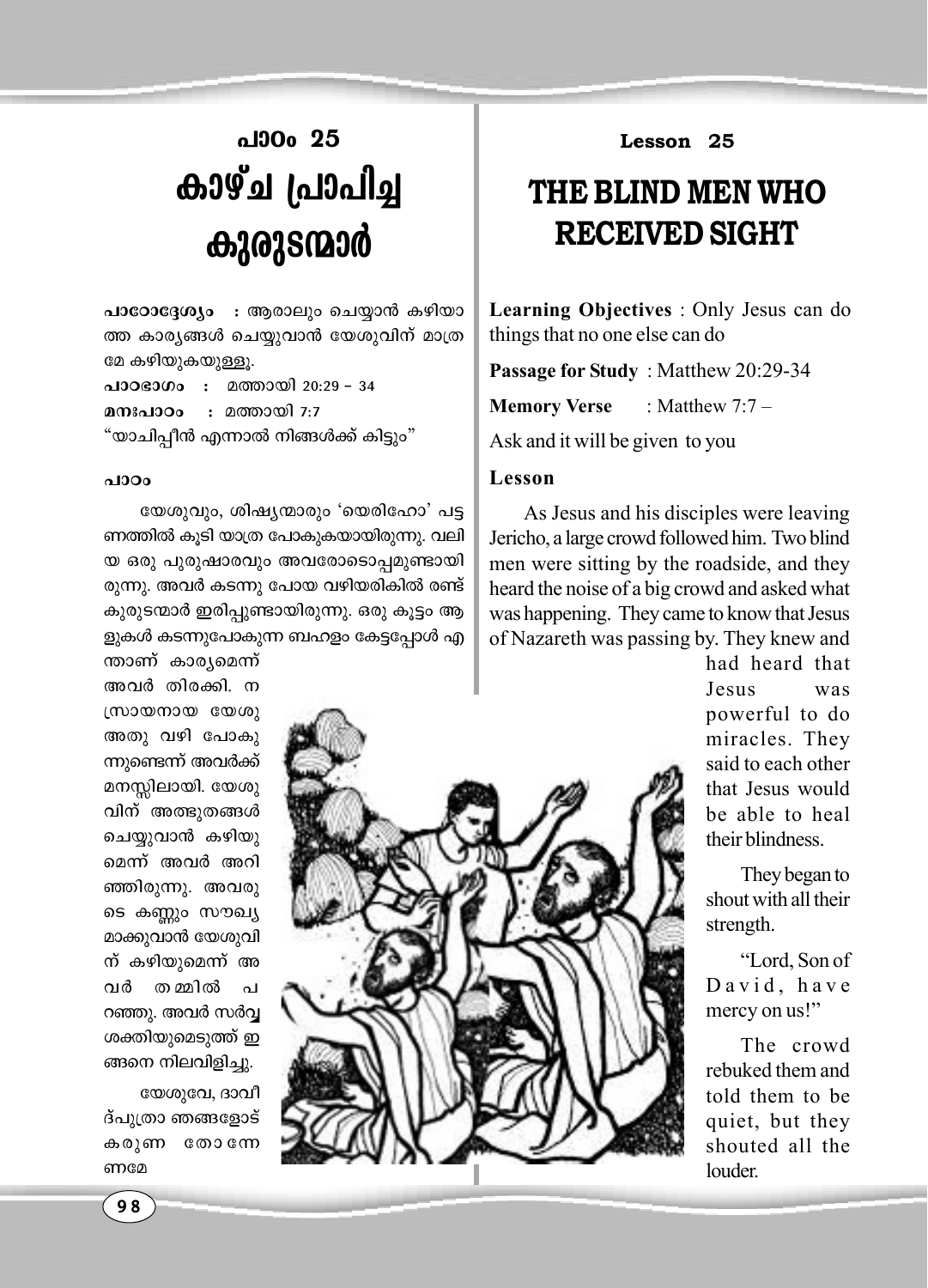പാഠം 25

# കാഴ്ച പ്രാപിച്ച കുരുടന്മാർ

**പാഠോദ്ദേശ്യം** : ആരാലും ചെയ്യാൻ കഴിയാത്ത കാര്യങ്ങൾ ചെയ്യുവാൻ യേശുവിന് മാത്രമേ കഴിയുകയുള്ളൂ.

**പാഠഭാഗം** : മത്തായി 20:29 – 34

**മനഃപാഠം** : മത്തായി 7:7

"യാചിപ്പീൻ എന്നാൽ നിങ്ങൾക്ക് കിട്ടും"

**പാഠം**

യേശുവും, ശിഷ്യന്മാരും 'യെരിഹോ' പട്ടണത്തിൽ കൂടി യാത്ര പോകുകയായിരുന്നു. വലിയ ഒരു പുരുഷാരവും അവരോടൊപ്പമുണ്ടായിരുന്നു. അവർ കടന്നു പോയ വഴിയരികിൽ രണ്ട് കുരുടന്മാർ ഇരിപ്പുണ്ടായിരുന്നു. ഒരു കൂട്ടം ആളുകൾ കടന്നുപോകുന്ന ബഹളം കേട്ടപ്പോൾ എന്താണ് കാര്യമെന്ന് അവർ തിരക്കി. നസ്രായനായ യേശു അതു വഴി പോകുന്നുണ്ടെന്ന് അവർക്ക് മനസ്സിലായി. യേശുവിന് അത്ഭുതങ്ങൾ ചെയ്യുവാൻ കഴിയുമെന്ന് അവർ അറിഞ്ഞിരുന്നു. അവരുടെ കണ്ണും സൗഖ്യമാക്കുവാൻ യേശുവിന് കഴിയുമെന്ന് അവർ തമ്മിൽ പറഞ്ഞു. അവർ സർവ്വശക്തിയുമെടുത്ത് ഇങ്ങനെ നിലവിളിച്ചു.

യേശുവേ, ദാവീദ്പുത്രാ ഞങ്ങളോട് കരുണ തോന്നേണമേ

Lesson 25

# THE BLIND MEN WHO RECEIVED SIGHT

**Learning Objectives** : Only Jesus can do things that no one else can do

**Passage for Study** : Matthew 20:29-34

**Memory Verse** : Matthew 7:7 –

Ask and it will be given to you

**Lesson**

As Jesus and his disciples were leaving Jericho, a large crowd followed him. Two blind men were sitting by the roadside, and they heard the noise of a big crowd and asked what was happening. They came to know that Jesus of Nazareth was passing by. They knew and had heard that Jesus was powerful to do miracles. They said to each other that Jesus would be able to heal their blindness.

They began to shout with all their strength.

"Lord, Son of David, have mercy on us!"

The crowd rebuked them and told them to be quiet, but they shouted all the louder.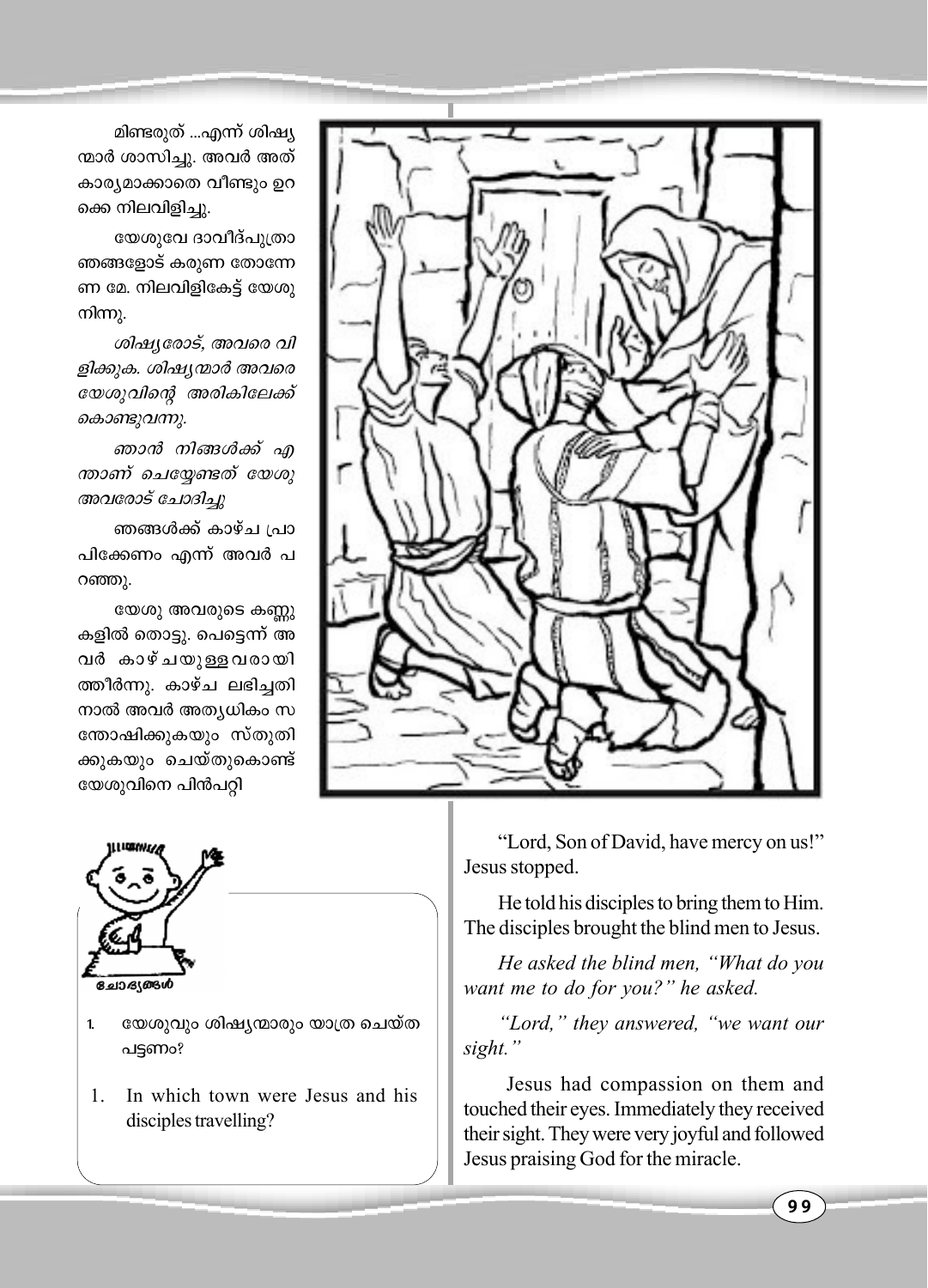മിണ്ടരുത് ...എന്ന് ശിഷ്യന്മാർ ശാസിച്ചു. അവർ അത് കാര്യമാക്കാതെ വീണ്ടും ഉറക്കെ നിലവിളിച്ചു.

യേശുവേ ദാവീദ്പുത്രാ ഞങ്ങളോട് കരുണ തോന്നേണമേ. നിലവിളികേട്ട് യേശു നിന്നു.

*ശിഷ്യരോട്, അവരെ വിളിക്കുക. ശിഷ്യന്മാർ അവരെ യേശുവിന്റെ അരികിലേക്ക് കൊണ്ടുവന്നു.*

*ഞാൻ നിങ്ങൾക്ക് എന്താണ് ചെയ്യേണ്ടത് യേശു അവരോട് ചോദിച്ചു*

ഞങ്ങൾക്ക് കാഴ്ച പ്രാപിക്കേണം എന്ന് അവർ പറഞ്ഞു.

യേശു അവരുടെ കണ്ണുകളിൽ തൊട്ടു. പെട്ടെന്ന് അവർ കാഴ്ചയുള്ളവരായിത്തീർന്നു. കാഴ്ച ലഭിച്ചതിനാൽ അവർ അത്യധികം സന്തോഷിക്കുകയും സ്തുതിക്കുകയും ചെയ്തുകൊണ്ട് യേശുവിനെ പിൻപറ്റി

"Lord, Son of David, have mercy on us!" Jesus stopped.

He told his disciples to bring them to Him. The disciples brought the blind men to Jesus.

*He asked the blind men, "What do you want me to do for you?" he asked.*

*"Lord," they answered, "we want our sight."*

Jesus had compassion on them and touched their eyes. Immediately they received their sight. They were very joyful and followed Jesus praising God for the miracle.

ചോദ്യങ്ങൾ

1. യേശുവും ശിഷ്യന്മാരും യാത്ര ചെയ്ത പട്ടണം?

1. In which town were Jesus and his disciples travelling?